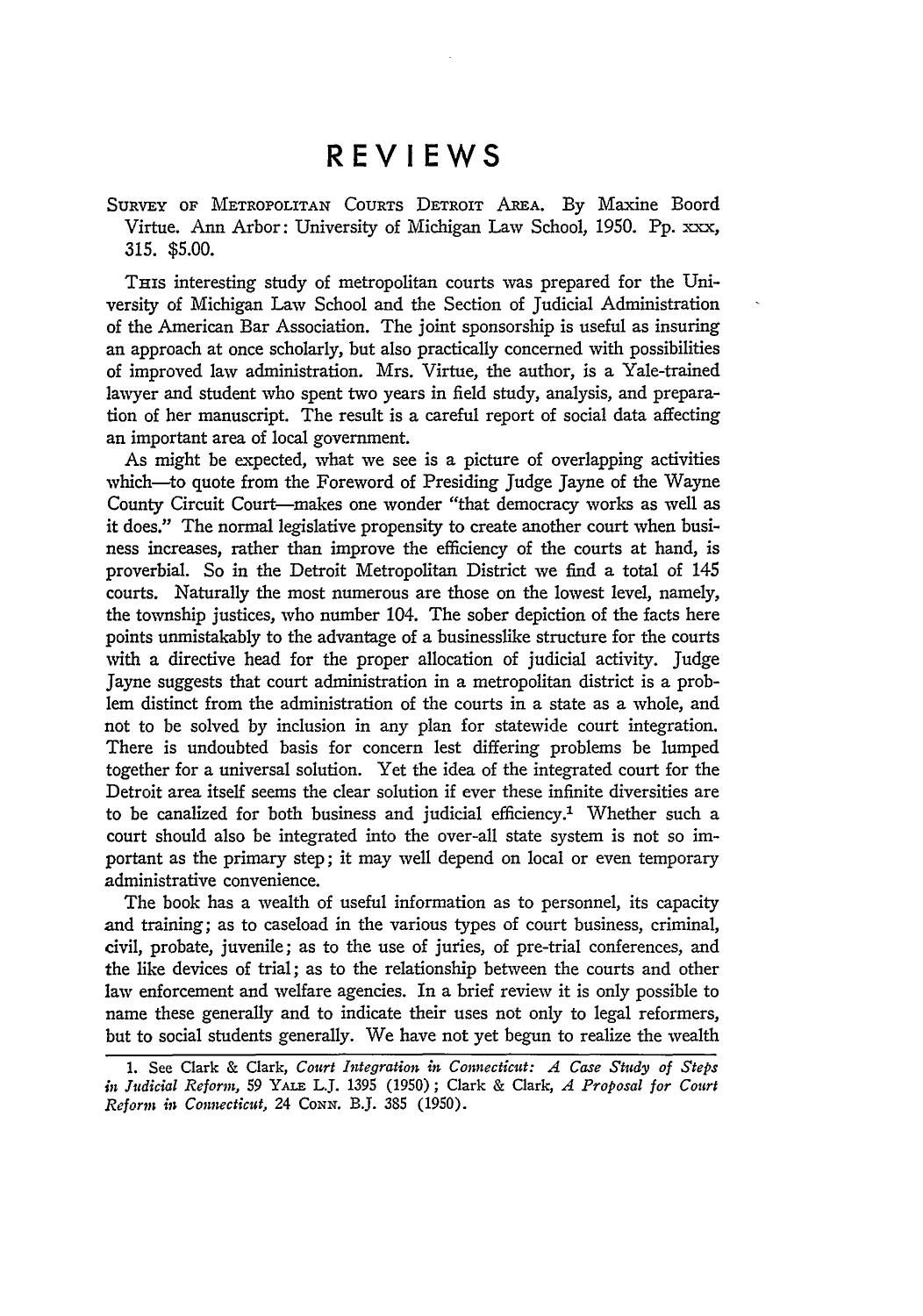# REVIEWS

SURVEY OF METROPOLITAN COURTS DETROIT AREA. By Maxine Boord Virtue. Ann Arbor: University of Michigan Law School, 1950. Pp. xxx, 315. $5.00.

THIS interesting study of metropolitan courts was prepared for the University of Michigan Law School and the Section of Judicial Administration of the American Bar Association. The joint sponsorship is useful as insuring an approach at once scholarly, but also practically concerned with possibilities of improved law administration. Mrs. Virtue, the author, is a Yale-trained lawyer and student who spent two years in field study, analysis, and preparation of her manuscript. The result is a careful report of social data affecting an important area of local government.

As might be expected, what we see is a picture of overlapping activities which—to quote from the Foreword of Presiding Judge Jayne of the Wayne County Circuit Court—makes one wonder "that democracy works as well as it does." The normal legislative propensity to create another court when business increases, rather than improve the efficiency of the courts at hand, is proverbial. So in the Detroit Metropolitan District we find a total of 145 courts. Naturally the most numerous are those on the lowest level, namely, the township justices, who number 104. The sober depiction of the facts here points unmistakably to the advantage of a businesslike structure for the courts with a directive head for the proper allocation of judicial activity. Judge Jayne suggests that court administration in a metropolitan district is a problem distinct from the administration of the courts in a state as a whole, and not to be solved by inclusion in any plan for statewide court integration. There is undoubted basis for concern lest differing problems be lumped together for a universal solution. Yet the idea of the integrated court for the Detroit area itself seems the clear solution if ever these infinite diversities are to be canalized for both business and judicial efficiency.[1] Whether such a court should also be integrated into the over-all state system is not so important as the primary step; it may well depend on local or even temporary administrative convenience.

The book has a wealth of useful information as to personnel, its capacity and training; as to caseload in the various types of court business, criminal, civil, probate, juvenile; as to the use of juries, of pre-trial conferences, and the like devices of trial; as to the relationship between the courts and other law enforcement and welfare agencies. In a brief review it is only possible to name these generally and to indicate their uses not only to legal reformers, but to social students generally. We have not yet begun to realize the wealth

1. See Clark & Clark, *Court Integration in Connecticut: A Case Study of Steps in Judicial Reform*, 59 YALE L.J. 1395 (1950); Clark & Clark, *A Proposal for Court Reform in Connecticut*, 24 CONN. B.J. 385 (1950).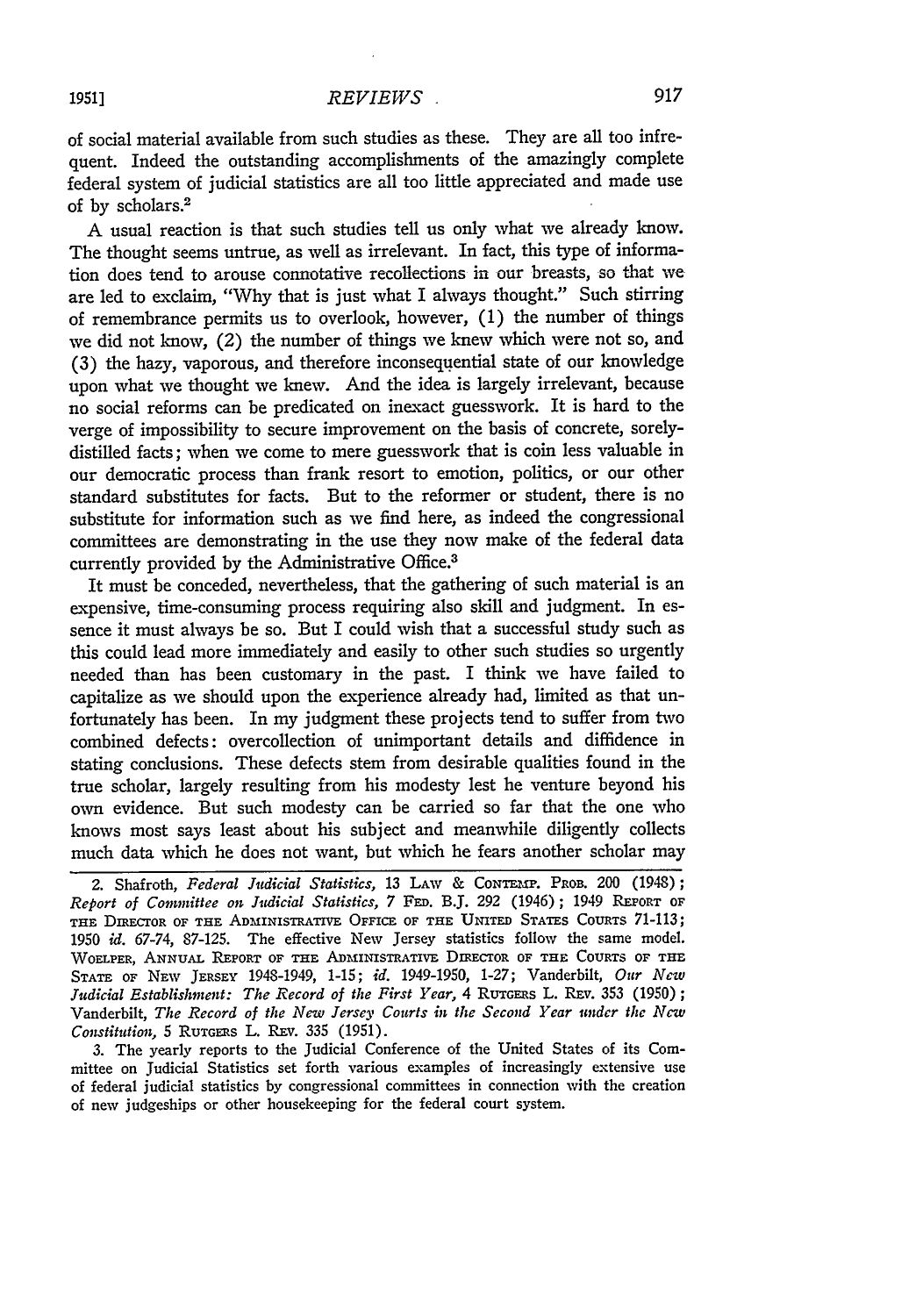of social material available from such studies as these. They are all too infrequent. Indeed the outstanding accomplishments of the amazingly complete federal system of judicial statistics are all too little appreciated and made use of by scholars.[2]

A usual reaction is that such studies tell us only what we already know. The thought seems untrue, as well as irrelevant. In fact, this type of information does tend to arouse connotative recollections in our breasts, so that we are led to exclaim, "Why that is just what I always thought." Such stirring of remembrance permits us to overlook, however, (1) the number of things we did not know, (2) the number of things we knew which were not so, and (3) the hazy, vaporous, and therefore inconsequential state of our knowledge upon what we thought we knew. And the idea is largely irrelevant, because no social reforms can be predicated on inexact guesswork. It is hard to the verge of impossibility to secure improvement on the basis of concrete, sorely-distilled facts; when we come to mere guesswork that is coin less valuable in our democratic process than frank resort to emotion, politics, or our other standard substitutes for facts. But to the reformer or student, there is no substitute for information such as we find here, as indeed the congressional committees are demonstrating in the use they now make of the federal data currently provided by the Administrative Office.[3]

It must be conceded, nevertheless, that the gathering of such material is an expensive, time-consuming process requiring also skill and judgment. In essence it must always be so. But I could wish that a successful study such as this could lead more immediately and easily to other such studies so urgently needed than has been customary in the past. I think we have failed to capitalize as we should upon the experience already had, limited as that unfortunately has been. In my judgment these projects tend to suffer from two combined defects: overcollection of unimportant details and diffidence in stating conclusions. These defects stem from desirable qualities found in the true scholar, largely resulting from his modesty lest he venture beyond his own evidence. But such modesty can be carried so far that the one who knows most says least about his subject and meanwhile diligently collects much data which he does not want, but which he fears another scholar may

---

2. Shafroth, *Federal Judicial Statistics*, 13 LAW & CONTEMP. PROB. 200 (1948); *Report of Committee on Judicial Statistics*, 7 FED. B.J. 292 (1946); 1949 REPORT OF THE DIRECTOR OF THE ADMINISTRATIVE OFFICE OF THE UNITED STATES COURTS 71-113; 1950 *id.* 67-74, 87-125. The effective New Jersey statistics follow the same model. WOELPER, ANNUAL REPORT OF THE ADMINISTRATIVE DIRECTOR OF THE COURTS OF THE STATE OF NEW JERSEY 1948-1949, 1-15; *id.* 1949-1950, 1-27; Vanderbilt, *Our New Judicial Establishment: The Record of the First Year*, 4 RUTGERS L. REV. 353 (1950); Vanderbilt, *The Record of the New Jersey Courts in the Second Year under the New Constitution*, 5 RUTGERS L. REV. 335 (1951).

3. The yearly reports to the Judicial Conference of the United States of its Committee on Judicial Statistics set forth various examples of increasingly extensive use of federal judicial statistics by congressional committees in connection with the creation of new judgeships or other housekeeping for the federal court system.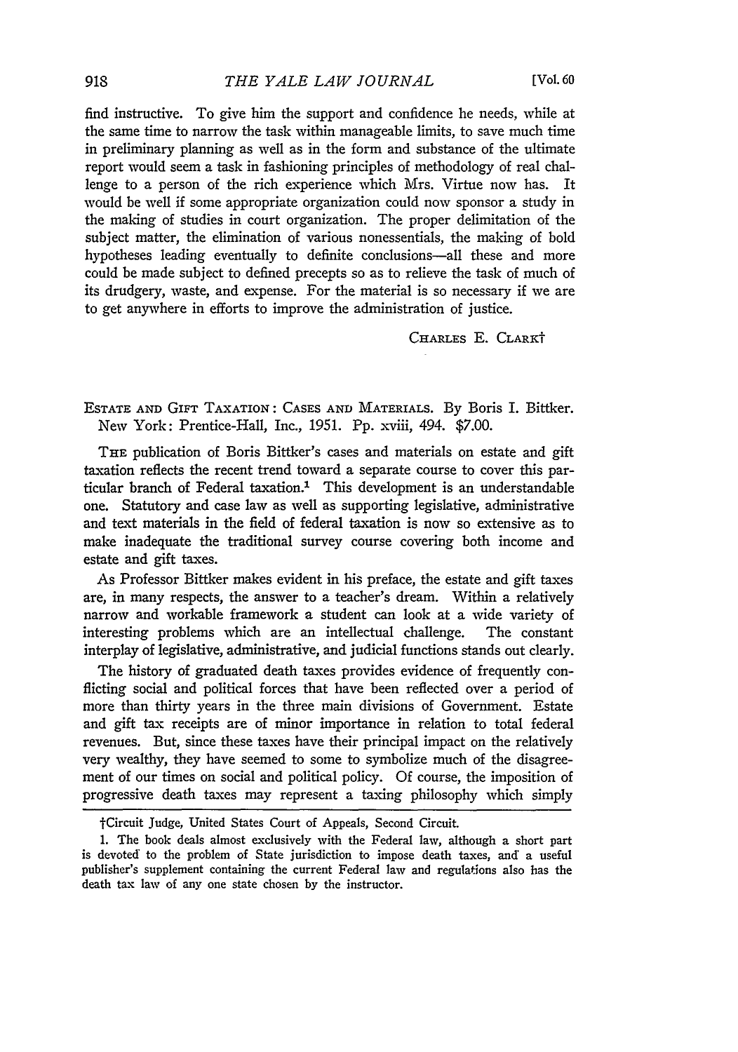find instructive. To give him the support and confidence he needs, while at the same time to narrow the task within manageable limits, to save much time in preliminary planning as well as in the form and substance of the ultimate report would seem a task in fashioning principles of methodology of real challenge to a person of the rich experience which Mrs. Virtue now has. It would be well if some appropriate organization could now sponsor a study in the making of studies in court organization. The proper delimitation of the subject matter, the elimination of various nonessentials, the making of bold hypotheses leading eventually to definite conclusions—all these and more could be made subject to defined precepts so as to relieve the task of much of its drudgery, waste, and expense. For the material is so necessary if we are to get anywhere in efforts to improve the administration of justice.

CHARLES E. CLARK†

ESTATE AND GIFT TAXATION: CASES AND MATERIALS. By Boris I. Bittker. New York: Prentice-Hall, Inc., 1951. Pp. xviii, 494. $7.00.

THE publication of Boris Bittker's cases and materials on estate and gift taxation reflects the recent trend toward a separate course to cover this particular branch of Federal taxation.[1] This development is an understandable one. Statutory and case law as well as supporting legislative, administrative and text materials in the field of federal taxation is now so extensive as to make inadequate the traditional survey course covering both income and estate and gift taxes.

As Professor Bittker makes evident in his preface, the estate and gift taxes are, in many respects, the answer to a teacher's dream. Within a relatively narrow and workable framework a student can look at a wide variety of interesting problems which are an intellectual challenge. The constant interplay of legislative, administrative, and judicial functions stands out clearly.

The history of graduated death taxes provides evidence of frequently conflicting social and political forces that have been reflected over a period of more than thirty years in the three main divisions of Government. Estate and gift tax receipts are of minor importance in relation to total federal revenues. But, since these taxes have their principal impact on the relatively very wealthy, they have seemed to some to symbolize much of the disagreement of our times on social and political policy. Of course, the imposition of progressive death taxes may represent a taxing philosophy which simply

†Circuit Judge, United States Court of Appeals, Second Circuit.

1. The book deals almost exclusively with the Federal law, although a short part is devoted to the problem of State jurisdiction to impose death taxes, and a useful publisher's supplement containing the current Federal law and regulations also has the death tax law of any one state chosen by the instructor.